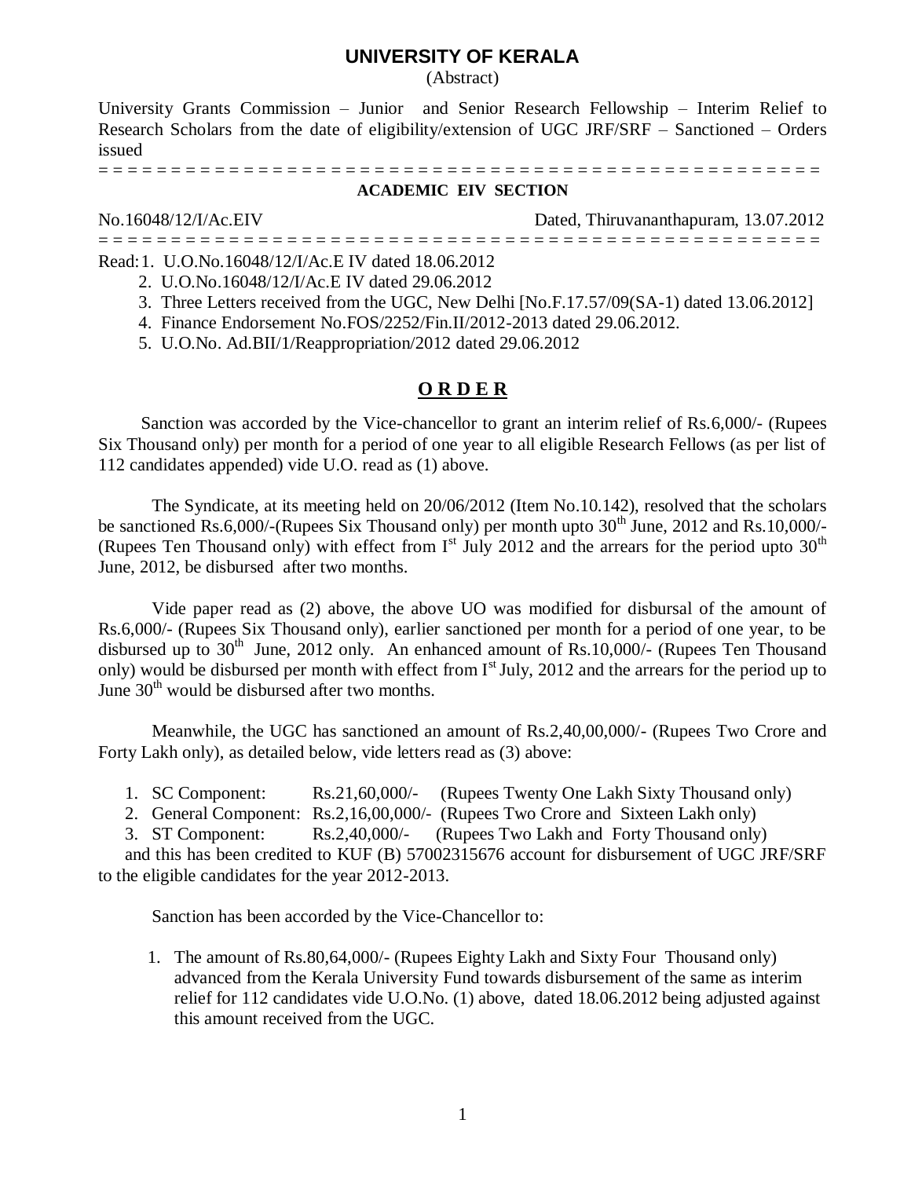# UNIVERSITY OF KERALA

(Abstract)

University Grants Commission – Junior and Senior Research Fellowship – Interim Relief to Research Scholars from the date of eligibility/extension of UGC JRF/SRF – Sanctioned – Orders issued

= = = = = = = = = = = = = = = = = = = = = = = = = = = = = = = = = = = = = = = = = = = = = = = = = = = = =

**ACADEMIC EIV SECTION**

No.16048/12/I/Ac.EIV Dated, Thiruvananthapuram, 13.07.2012

= = = = = = = = = = = = = = = = = = = = = = = = = = = = = = = = = = = = = = = = = = = = = = = = = = = = =

Read: 1. U.O.No.16048/12/I/Ac.E IV dated 18.06.2012
2. U.O.No.16048/12/I/Ac.E IV dated 29.06.2012
3. Three Letters received from the UGC, New Delhi [No.F.17.57/09(SA-1) dated 13.06.2012]
4. Finance Endorsement No.FOS/2252/Fin.II/2012-2013 dated 29.06.2012.
5. U.O.No. Ad.BII/1/Reappropriation/2012 dated 29.06.2012

## O R D E R

Sanction was accorded by the Vice-chancellor to grant an interim relief of Rs.6,000/- (Rupees Six Thousand only) per month for a period of one year to all eligible Research Fellows (as per list of 112 candidates appended) vide U.O. read as (1) above.

The Syndicate, at its meeting held on 20/06/2012 (Item No.10.142), resolved that the scholars be sanctioned Rs.6,000/-(Rupees Six Thousand only) per month upto 30th June, 2012 and Rs.10,000/- (Rupees Ten Thousand only) with effect from Ist July 2012 and the arrears for the period upto 30th June, 2012, be disbursed after two months.

Vide paper read as (2) above, the above UO was modified for disbursal of the amount of Rs.6,000/- (Rupees Six Thousand only), earlier sanctioned per month for a period of one year, to be disbursed up to 30th June, 2012 only. An enhanced amount of Rs.10,000/- (Rupees Ten Thousand only) would be disbursed per month with effect from Ist July, 2012 and the arrears for the period up to June 30th would be disbursed after two months.

Meanwhile, the UGC has sanctioned an amount of Rs.2,40,00,000/- (Rupees Two Crore and Forty Lakh only), as detailed below, vide letters read as (3) above:

1. SC Component: Rs.21,60,000/- (Rupees Twenty One Lakh Sixty Thousand only)
2. General Component: Rs.2,16,00,000/- (Rupees Two Crore and Sixteen Lakh only)
3. ST Component: Rs.2,40,000/- (Rupees Two Lakh and Forty Thousand only)

and this has been credited to KUF (B) 57002315676 account for disbursement of UGC JRF/SRF to the eligible candidates for the year 2012-2013.

Sanction has been accorded by the Vice-Chancellor to:

1. The amount of Rs.80,64,000/- (Rupees Eighty Lakh and Sixty Four Thousand only) advanced from the Kerala University Fund towards disbursement of the same as interim relief for 112 candidates vide U.O.No. (1) above, dated 18.06.2012 being adjusted against this amount received from the UGC.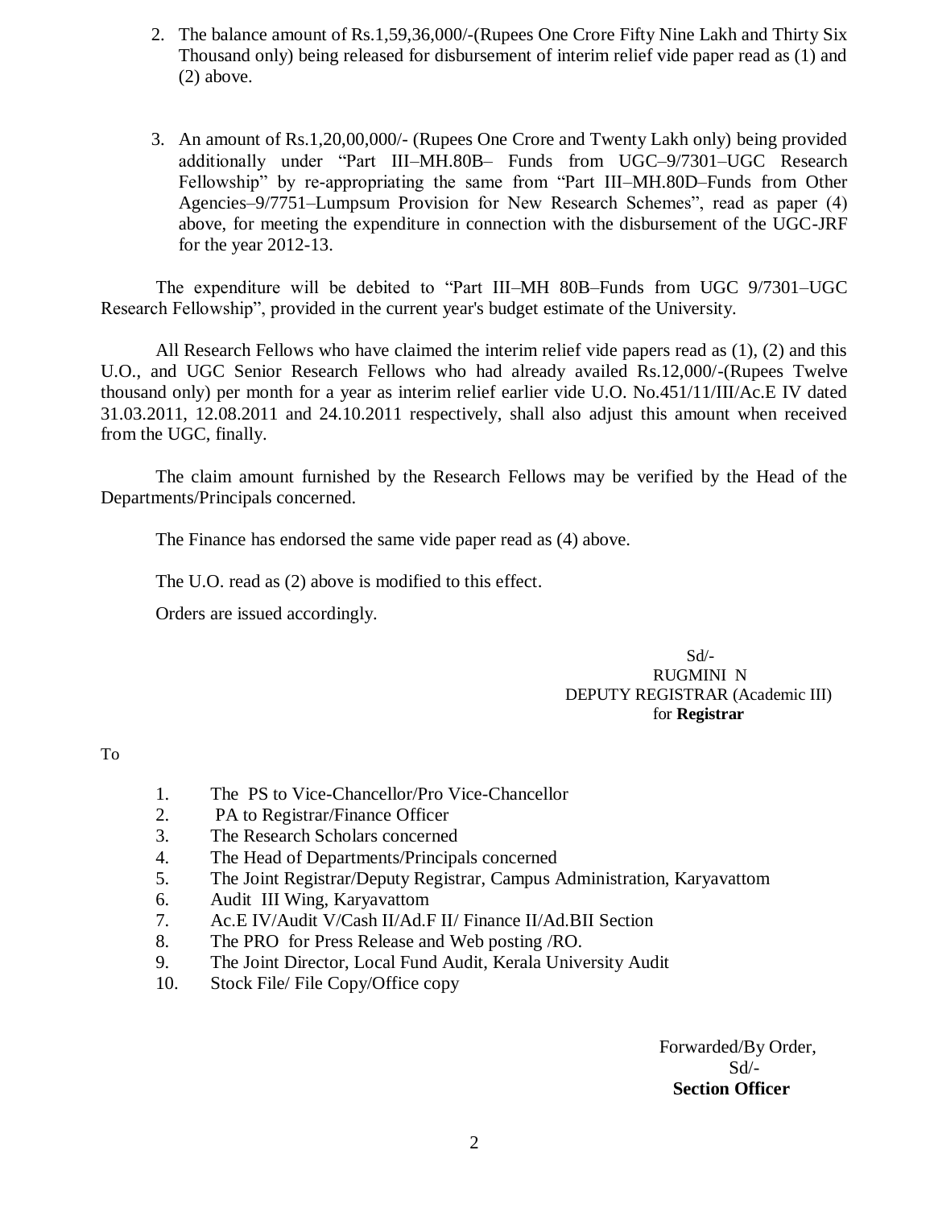2. The balance amount of Rs.1,59,36,000/-(Rupees One Crore Fifty Nine Lakh and Thirty Six Thousand only) being released for disbursement of interim relief vide paper read as (1) and (2) above.

3. An amount of Rs.1,20,00,000/- (Rupees One Crore and Twenty Lakh only) being provided additionally under "Part III–MH.80B– Funds from UGC–9/7301–UGC Research Fellowship" by re-appropriating the same from "Part III–MH.80D–Funds from Other Agencies–9/7751–Lumpsum Provision for New Research Schemes", read as paper (4) above, for meeting the expenditure in connection with the disbursement of the UGC-JRF for the year 2012-13.

The expenditure will be debited to "Part III–MH 80B–Funds from UGC 9/7301–UGC Research Fellowship", provided in the current year's budget estimate of the University.

All Research Fellows who have claimed the interim relief vide papers read as (1), (2) and this U.O., and UGC Senior Research Fellows who had already availed Rs.12,000/-(Rupees Twelve thousand only) per month for a year as interim relief earlier vide U.O. No.451/11/III/Ac.E IV dated 31.03.2011, 12.08.2011 and 24.10.2011 respectively, shall also adjust this amount when received from the UGC, finally.

The claim amount furnished by the Research Fellows may be verified by the Head of the Departments/Principals concerned.

The Finance has endorsed the same vide paper read as (4) above.

The U.O. read as (2) above is modified to this effect.

Orders are issued accordingly.

Sd/-
RUGMINI N
DEPUTY REGISTRAR (Academic III)
for **Registrar**

To

1. The PS to Vice-Chancellor/Pro Vice-Chancellor
2. PA to Registrar/Finance Officer
3. The Research Scholars concerned
4. The Head of Departments/Principals concerned
5. The Joint Registrar/Deputy Registrar, Campus Administration, Karyavattom
6. Audit III Wing, Karyavattom
7. Ac.E IV/Audit V/Cash II/Ad.F II/ Finance II/Ad.BII Section
8. The PRO for Press Release and Web posting /RO.
9. The Joint Director, Local Fund Audit, Kerala University Audit
10. Stock File/ File Copy/Office copy

Forwarded/By Order,
Sd/-
**Section Officer**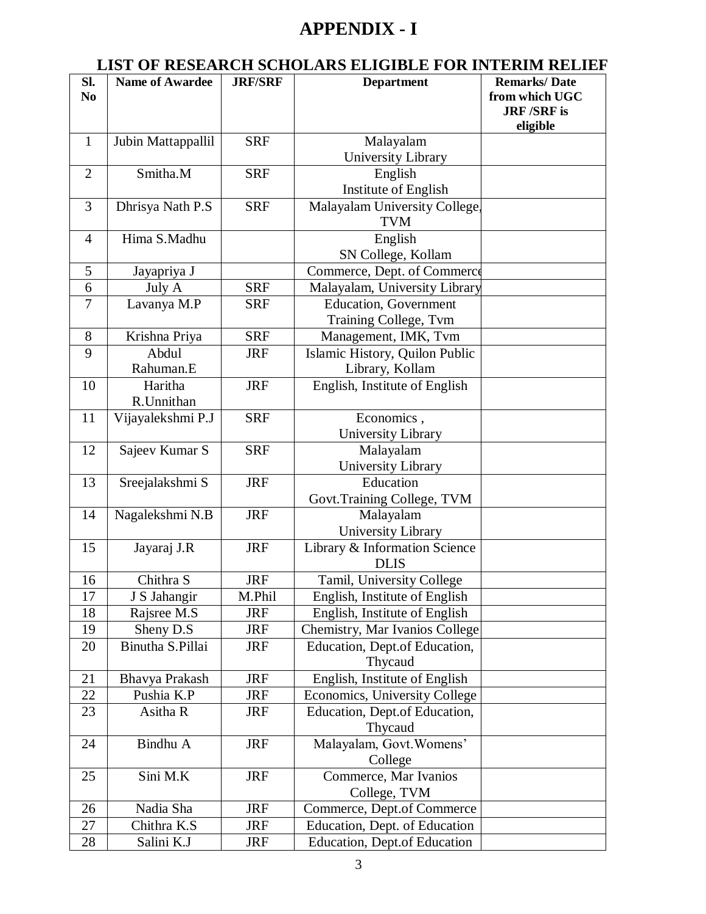# APPENDIX - I

## LIST OF RESEARCH SCHOLARS ELIGIBLE FOR INTERIM RELIEF

| Sl. No | Name of Awardee | JRF/SRF | Department | Remarks/ Date from which UGC JRF /SRF is eligible |
|---|---|---|---|---|
| 1 | Jubin Mattappallil | SRF | Malayalam University Library | |
| 2 | Smitha.M | SRF | English Institute of English | |
| 3 | Dhrisya Nath P.S | SRF | Malayalam University College, TVM | |
| 4 | Hima S.Madhu | | English SN College, Kollam | |
| 5 | Jayapriya J | | Commerce, Dept. of Commerce | |
| 6 | July A | SRF | Malayalam, University Library | |
| 7 | Lavanya M.P | SRF | Education, Government Training College, Tvm | |
| 8 | Krishna Priya | SRF | Management, IMK, Tvm | |
| 9 | Abdul Rahuman.E | JRF | Islamic History, Quilon Public Library, Kollam | |
| 10 | Haritha R.Unnithan | JRF | English, Institute of English | |
| 11 | Vijayalekshmi P.J | SRF | Economics , University Library | |
| 12 | Sajeev Kumar S | SRF | Malayalam University Library | |
| 13 | Sreejalakshmi S | JRF | Education Govt.Training College, TVM | |
| 14 | Nagalekshmi N.B | JRF | Malayalam University Library | |
| 15 | Jayaraj J.R | JRF | Library & Information Science DLIS | |
| 16 | Chithra S | JRF | Tamil, University College | |
| 17 | J S Jahangir | M.Phil | English, Institute of English | |
| 18 | Rajsree M.S | JRF | English, Institute of English | |
| 19 | Sheny D.S | JRF | Chemistry, Mar Ivanios College | |
| 20 | Binutha S.Pillai | JRF | Education, Dept.of Education, Thycaud | |
| 21 | Bhavya Prakash | JRF | English, Institute of English | |
| 22 | Pushia K.P | JRF | Economics, University College | |
| 23 | Asitha R | JRF | Education, Dept.of Education, Thycaud | |
| 24 | Bindhu A | JRF | Malayalam, Govt.Womens' College | |
| 25 | Sini M.K | JRF | Commerce, Mar Ivanios College, TVM | |
| 26 | Nadia Sha | JRF | Commerce, Dept.of Commerce | |
| 27 | Chithra K.S | JRF | Education, Dept. of Education | |
| 28 | Salini K.J | JRF | Education, Dept.of Education | |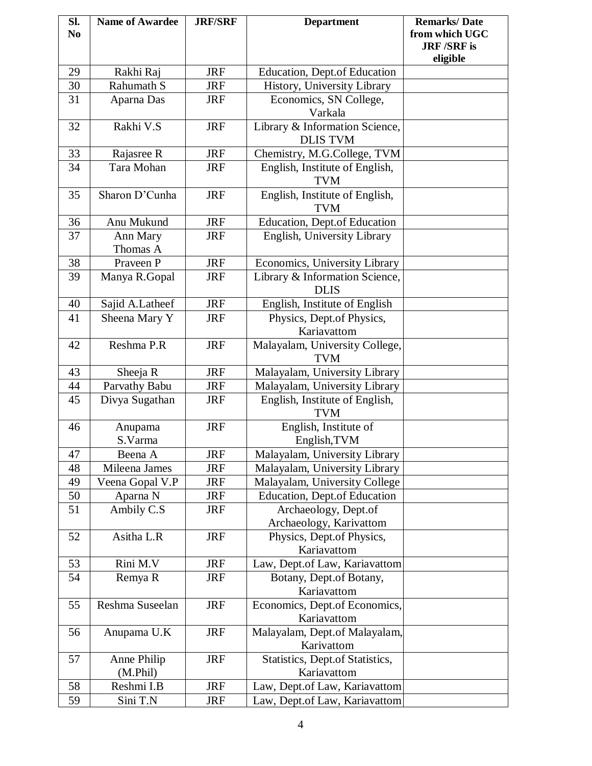| Sl. No | Name of Awardee | JRF/SRF | Department | Remarks/ Date from which UGC JRF /SRF is eligible |
|---|---|---|---|---|
| 29 | Rakhi Raj | JRF | Education, Dept.of Education | |
| 30 | Rahumath S | JRF | History, University Library | |
| 31 | Aparna Das | JRF | Economics, SN College, Varkala | |
| 32 | Rakhi V.S | JRF | Library & Information Science, DLIS TVM | |
| 33 | Rajasree R | JRF | Chemistry, M.G.College, TVM | |
| 34 | Tara Mohan | JRF | English, Institute of English, TVM | |
| 35 | Sharon D'Cunha | JRF | English, Institute of English, TVM | |
| 36 | Anu Mukund | JRF | Education, Dept.of Education | |
| 37 | Ann Mary Thomas A | JRF | English, University Library | |
| 38 | Praveen P | JRF | Economics, University Library | |
| 39 | Manya R.Gopal | JRF | Library & Information Science, DLIS | |
| 40 | Sajid A.Latheef | JRF | English, Institute of English | |
| 41 | Sheena Mary Y | JRF | Physics, Dept.of Physics, Kariavattom | |
| 42 | Reshma P.R | JRF | Malayalam, University College, TVM | |
| 43 | Sheeja R | JRF | Malayalam, University Library | |
| 44 | Parvathy Babu | JRF | Malayalam, University Library | |
| 45 | Divya Sugathan | JRF | English, Institute of English, TVM | |
| 46 | Anupama S.Varma | JRF | English, Institute of English,TVM | |
| 47 | Beena A | JRF | Malayalam, University Library | |
| 48 | Mileena James | JRF | Malayalam, University Library | |
| 49 | Veena Gopal V.P | JRF | Malayalam, University College | |
| 50 | Aparna N | JRF | Education, Dept.of Education | |
| 51 | Ambily C.S | JRF | Archaeology, Dept.of Archaeology, Karivattom | |
| 52 | Asitha L.R | JRF | Physics, Dept.of Physics, Kariavattom | |
| 53 | Rini M.V | JRF | Law, Dept.of Law, Kariavattom | |
| 54 | Remya R | JRF | Botany, Dept.of Botany, Kariavattom | |
| 55 | Reshma Suseelan | JRF | Economics, Dept.of Economics, Kariavattom | |
| 56 | Anupama U.K | JRF | Malayalam, Dept.of Malayalam, Karivattom | |
| 57 | Anne Philip (M.Phil) | JRF | Statistics, Dept.of Statistics, Kariavattom | |
| 58 | Reshmi I.B | JRF | Law, Dept.of Law, Kariavattom | |
| 59 | Sini T.N | JRF | Law, Dept.of Law, Kariavattom | |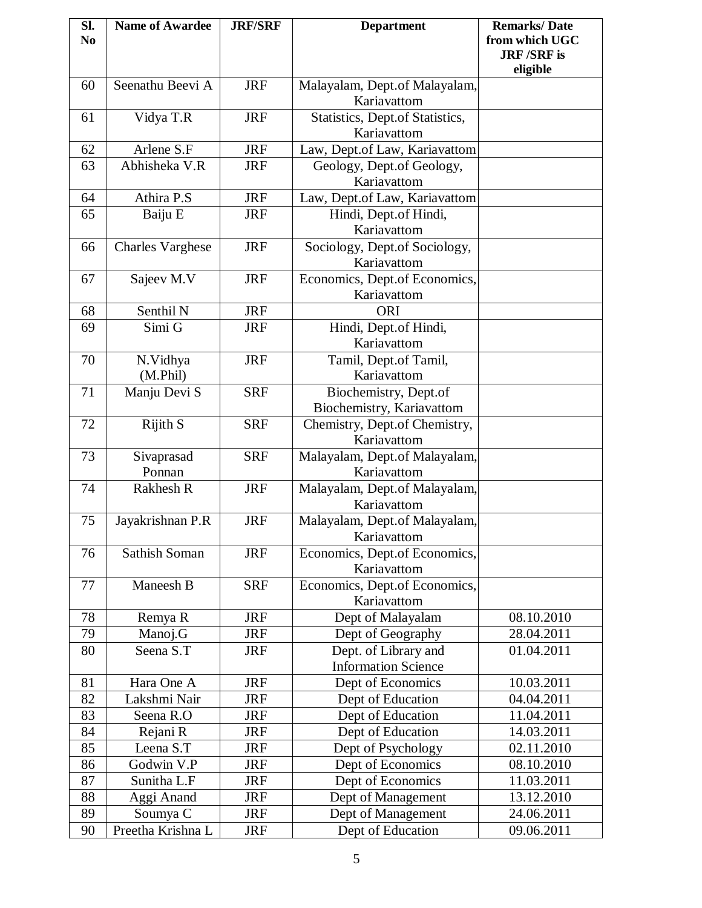| Sl. No | Name of Awardee | JRF/SRF | Department | Remarks/ Date from which UGC JRF /SRF is eligible |
|---|---|---|---|---|
| 60 | Seenathu Beevi A | JRF | Malayalam, Dept.of Malayalam, Kariavattom | |
| 61 | Vidya T.R | JRF | Statistics, Dept.of Statistics, Kariavattom | |
| 62 | Arlene S.F | JRF | Law, Dept.of Law, Kariavattom | |
| 63 | Abhisheka V.R | JRF | Geology, Dept.of Geology, Kariavattom | |
| 64 | Athira P.S | JRF | Law, Dept.of Law, Kariavattom | |
| 65 | Baiju E | JRF | Hindi, Dept.of Hindi, Kariavattom | |
| 66 | Charles Varghese | JRF | Sociology, Dept.of Sociology, Kariavattom | |
| 67 | Sajeev M.V | JRF | Economics, Dept.of Economics, Kariavattom | |
| 68 | Senthil N | JRF | ORI | |
| 69 | Simi G | JRF | Hindi, Dept.of Hindi, Kariavattom | |
| 70 | N.Vidhya (M.Phil) | JRF | Tamil, Dept.of Tamil, Kariavattom | |
| 71 | Manju Devi S | SRF | Biochemistry, Dept.of Biochemistry, Kariavattom | |
| 72 | Rijith S | SRF | Chemistry, Dept.of Chemistry, Kariavattom | |
| 73 | Sivaprasad Ponnan | SRF | Malayalam, Dept.of Malayalam, Kariavattom | |
| 74 | Rakhesh R | JRF | Malayalam, Dept.of Malayalam, Kariavattom | |
| 75 | Jayakrishnan P.R | JRF | Malayalam, Dept.of Malayalam, Kariavattom | |
| 76 | Sathish Soman | JRF | Economics, Dept.of Economics, Kariavattom | |
| 77 | Maneesh B | SRF | Economics, Dept.of Economics, Kariavattom | |
| 78 | Remya R | JRF | Dept of Malayalam | 08.10.2010 |
| 79 | Manoj.G | JRF | Dept of Geography | 28.04.2011 |
| 80 | Seena S.T | JRF | Dept. of Library and Information Science | 01.04.2011 |
| 81 | Hara One A | JRF | Dept of Economics | 10.03.2011 |
| 82 | Lakshmi Nair | JRF | Dept of Education | 04.04.2011 |
| 83 | Seena R.O | JRF | Dept of Education | 11.04.2011 |
| 84 | Rejani R | JRF | Dept of Education | 14.03.2011 |
| 85 | Leena S.T | JRF | Dept of Psychology | 02.11.2010 |
| 86 | Godwin V.P | JRF | Dept of Economics | 08.10.2010 |
| 87 | Sunitha L.F | JRF | Dept of Economics | 11.03.2011 |
| 88 | Aggi Anand | JRF | Dept of Management | 13.12.2010 |
| 89 | Soumya C | JRF | Dept of Management | 24.06.2011 |
| 90 | Preetha Krishna L | JRF | Dept of Education | 09.06.2011 |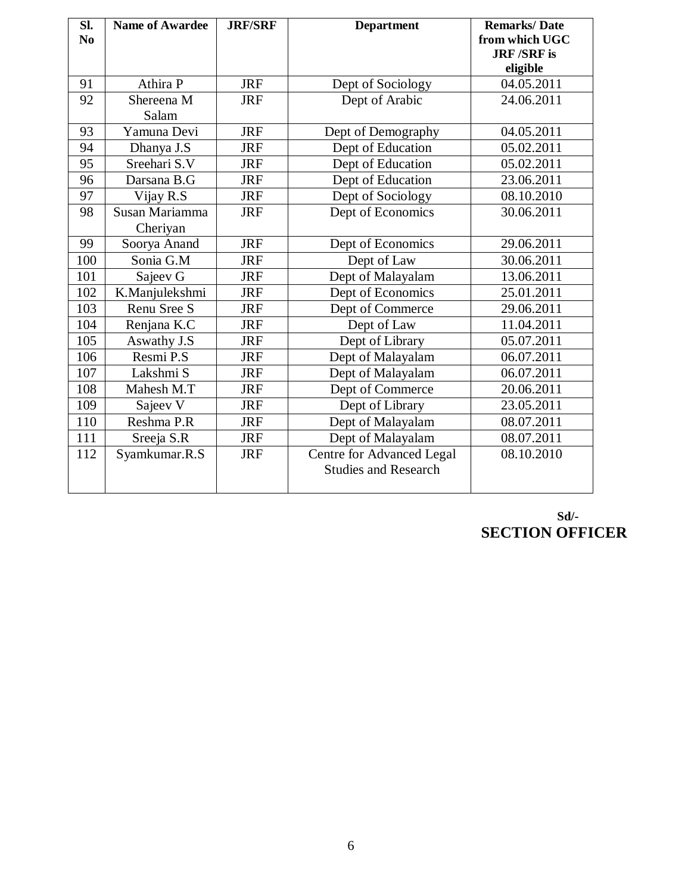| Sl. No | Name of Awardee | JRF/SRF | Department | Remarks/ Date from which UGC JRF /SRF is eligible |
|---|---|---|---|---|
| 91 | Athira P | JRF | Dept of Sociology | 04.05.2011 |
| 92 | Shereena M Salam | JRF | Dept of Arabic | 24.06.2011 |
| 93 | Yamuna Devi | JRF | Dept of Demography | 04.05.2011 |
| 94 | Dhanya J.S | JRF | Dept of Education | 05.02.2011 |
| 95 | Sreehari S.V | JRF | Dept of Education | 05.02.2011 |
| 96 | Darsana B.G | JRF | Dept of Education | 23.06.2011 |
| 97 | Vijay R.S | JRF | Dept of Sociology | 08.10.2010 |
| 98 | Susan Mariamma Cheriyan | JRF | Dept of Economics | 30.06.2011 |
| 99 | Soorya Anand | JRF | Dept of Economics | 29.06.2011 |
| 100 | Sonia G.M | JRF | Dept of Law | 30.06.2011 |
| 101 | Sajeev G | JRF | Dept of Malayalam | 13.06.2011 |
| 102 | K.Manjulekshmi | JRF | Dept of Economics | 25.01.2011 |
| 103 | Renu Sree S | JRF | Dept of Commerce | 29.06.2011 |
| 104 | Renjana K.C | JRF | Dept of Law | 11.04.2011 |
| 105 | Aswathy J.S | JRF | Dept of Library | 05.07.2011 |
| 106 | Resmi P.S | JRF | Dept of Malayalam | 06.07.2011 |
| 107 | Lakshmi S | JRF | Dept of Malayalam | 06.07.2011 |
| 108 | Mahesh M.T | JRF | Dept of Commerce | 20.06.2011 |
| 109 | Sajeev V | JRF | Dept of Library | 23.05.2011 |
| 110 | Reshma P.R | JRF | Dept of Malayalam | 08.07.2011 |
| 111 | Sreeja S.R | JRF | Dept of Malayalam | 08.07.2011 |
| 112 | Syamkumar.R.S | JRF | Centre for Advanced Legal Studies and Research | 08.10.2010 |

**Sd/-**

**SECTION OFFICER**